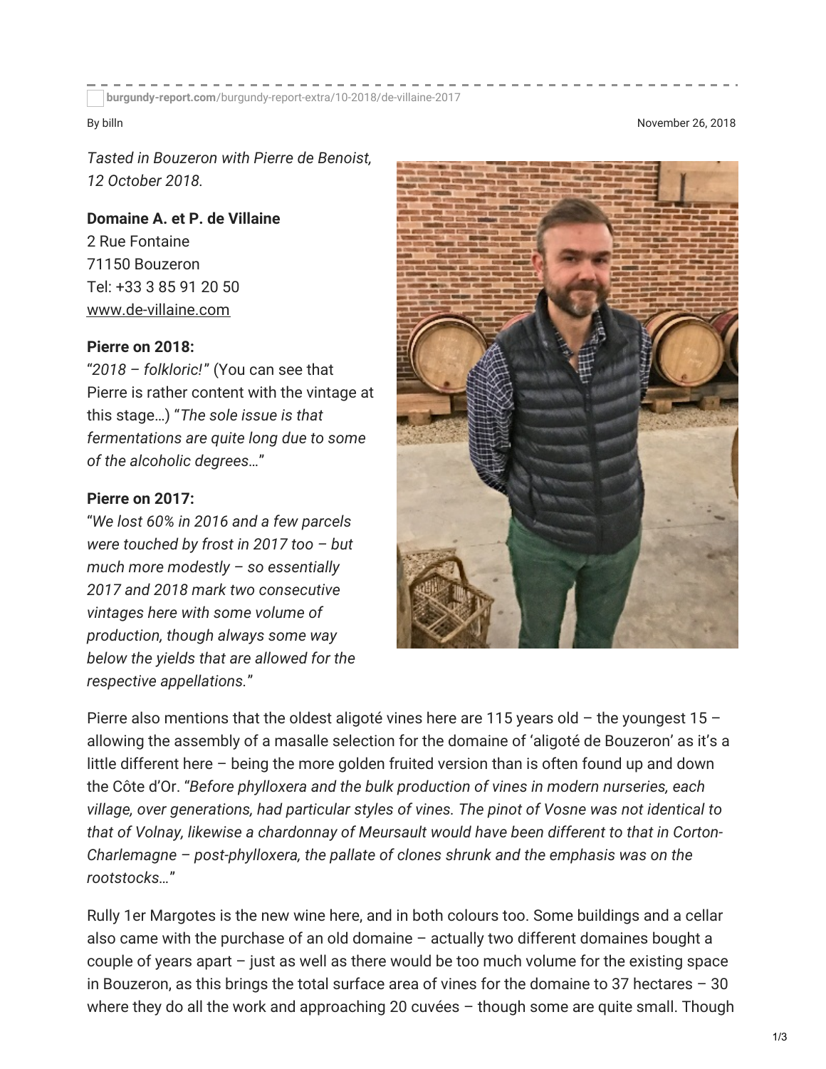burgundy-report.com/burgundy-report-extra/10-2018/de-villaine-2017

By billn

November 26, 2018

*Tasted in Bouzeron with Pierre de Benoist, 12 October 2018.*

**Domaine A. et P. de Villaine**
2 Rue Fontaine
71150 Bouzeron
Tel: +33 3 85 91 20 50
www.de-villaine.com

**Pierre on 2018:**
"*2018 – folkloric!*" (You can see that Pierre is rather content with the vintage at this stage…) "*The sole issue is that fermentations are quite long due to some of the alcoholic degrees…*"

**Pierre on 2017:**
"*We lost 60% in 2016 and a few parcels were touched by frost in 2017 too – but much more modestly – so essentially 2017 and 2018 mark two consecutive vintages here with some volume of production, though always some way below the yields that are allowed for the respective appellations.*"

Pierre also mentions that the oldest aligoté vines here are 115 years old – the youngest 15 – allowing the assembly of a masalle selection for the domaine of 'aligoté de Bouzeron' as it's a little different here – being the more golden fruited version than is often found up and down the Côte d'Or. "*Before phylloxera and the bulk production of vines in modern nurseries, each village, over generations, had particular styles of vines. The pinot of Vosne was not identical to that of Volnay, likewise a chardonnay of Meursault would have been different to that in Corton-Charlemagne – post-phylloxera, the pallate of clones shrunk and the emphasis was on the rootstocks…*"

Rully 1er Margotes is the new wine here, and in both colours too. Some buildings and a cellar also came with the purchase of an old domaine – actually two different domaines bought a couple of years apart – just as well as there would be too much volume for the existing space in Bouzeron, as this brings the total surface area of vines for the domaine to 37 hectares – 30 where they do all the work and approaching 20 cuvées – though some are quite small. Though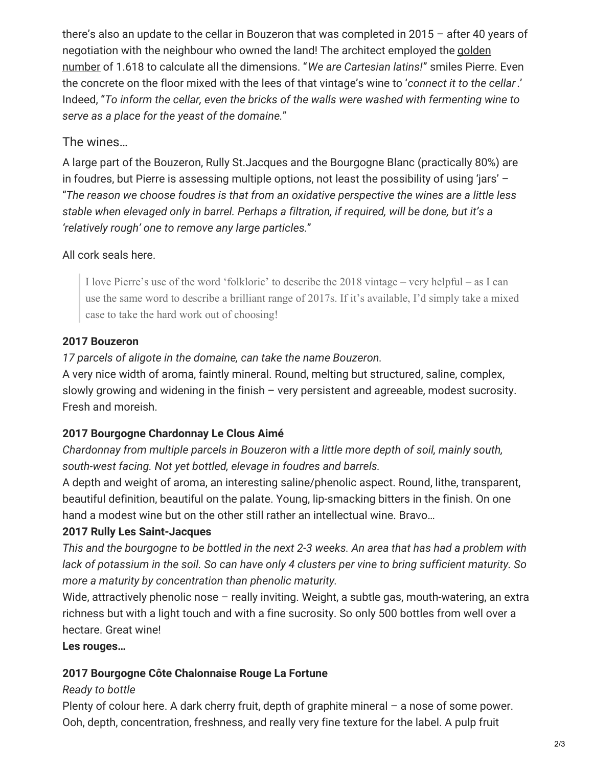there's also an update to the cellar in Bouzeron that was completed in 2015 – after 40 years of negotiation with the neighbour who owned the land! The architect employed the golden number of 1.618 to calculate all the dimensions. "*We are Cartesian latins!*" smiles Pierre. Even the concrete on the floor mixed with the lees of that vintage's wine to '*connect it to the cellar*.' Indeed, "*To inform the cellar, even the bricks of the walls were washed with fermenting wine to serve as a place for the yeast of the domaine.*"

## The wines…

A large part of the Bouzeron, Rully St.Jacques and the Bourgogne Blanc (practically 80%) are in foudres, but Pierre is assessing multiple options, not least the possibility of using 'jars' – "*The reason we choose foudres is that from an oxidative perspective the wines are a little less stable when elevaged only in barrel. Perhaps a filtration, if required, will be done, but it's a 'relatively rough' one to remove any large particles.*"

All cork seals here.

> I love Pierre's use of the word 'folkloric' to describe the 2018 vintage – very helpful – as I can use the same word to describe a brilliant range of 2017s. If it's available, I'd simply take a mixed case to take the hard work out of choosing!

**2017 Bouzeron**

*17 parcels of aligote in the domaine, can take the name Bouzeron.*

A very nice width of aroma, faintly mineral. Round, melting but structured, saline, complex, slowly growing and widening in the finish – very persistent and agreeable, modest sucrosity. Fresh and moreish.

**2017 Bourgogne Chardonnay Le Clous Aimé**

*Chardonnay from multiple parcels in Bouzeron with a little more depth of soil, mainly south, south-west facing. Not yet bottled, elevage in foudres and barrels.*

A depth and weight of aroma, an interesting saline/phenolic aspect. Round, lithe, transparent, beautiful definition, beautiful on the palate. Young, lip-smacking bitters in the finish. On one hand a modest wine but on the other still rather an intellectual wine. Bravo…

**2017 Rully Les Saint-Jacques**

*This and the bourgogne to be bottled in the next 2-3 weeks. An area that has had a problem with lack of potassium in the soil. So can have only 4 clusters per vine to bring sufficient maturity. So more a maturity by concentration than phenolic maturity.*

Wide, attractively phenolic nose – really inviting. Weight, a subtle gas, mouth-watering, an extra richness but with a light touch and with a fine sucrosity. So only 500 bottles from well over a hectare. Great wine!

**Les rouges…**

**2017 Bourgogne Côte Chalonnaise Rouge La Fortune**

*Ready to bottle*

Plenty of colour here. A dark cherry fruit, depth of graphite mineral – a nose of some power. Ooh, depth, concentration, freshness, and really very fine texture for the label. A pulp fruit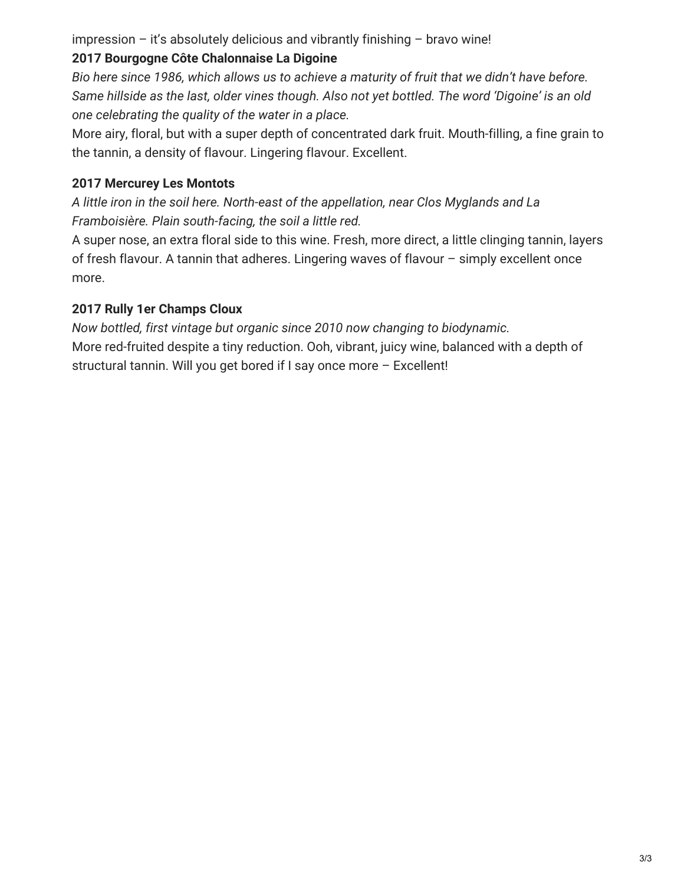impression – it's absolutely delicious and vibrantly finishing – bravo wine!

**2017 Bourgogne Côte Chalonnaise La Digoine**

*Bio here since 1986, which allows us to achieve a maturity of fruit that we didn't have before. Same hillside as the last, older vines though. Also not yet bottled. The word 'Digoine' is an old one celebrating the quality of the water in a place.*

More airy, floral, but with a super depth of concentrated dark fruit. Mouth-filling, a fine grain to the tannin, a density of flavour. Lingering flavour. Excellent.

**2017 Mercurey Les Montots**

*A little iron in the soil here. North-east of the appellation, near Clos Myglands and La Framboisière. Plain south-facing, the soil a little red.*

A super nose, an extra floral side to this wine. Fresh, more direct, a little clinging tannin, layers of fresh flavour. A tannin that adheres. Lingering waves of flavour – simply excellent once more.

**2017 Rully 1er Champs Cloux**

*Now bottled, first vintage but organic since 2010 now changing to biodynamic.*

More red-fruited despite a tiny reduction. Ooh, vibrant, juicy wine, balanced with a depth of structural tannin. Will you get bored if I say once more – Excellent!